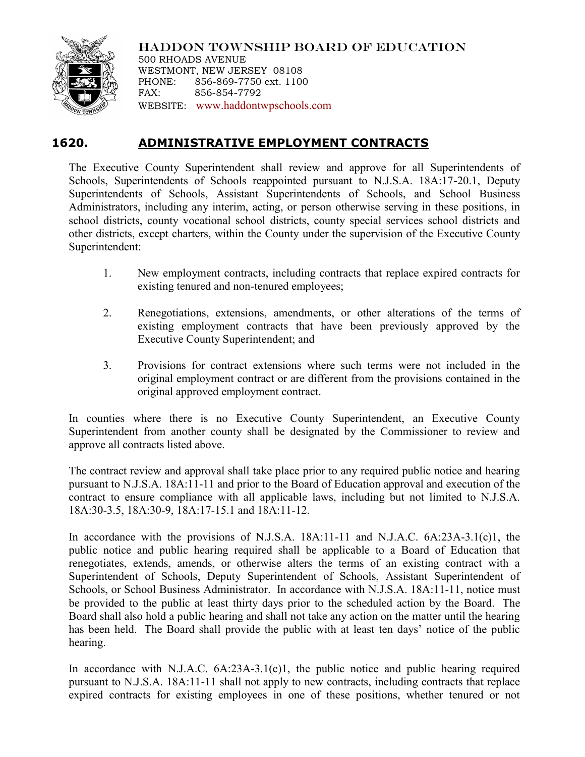HADDON TOWNSHIP BOARD OF EDUCATION
500 RHOADS AVENUE
WESTMONT, NEW JERSEY 08108
PHONE: 856-869-7750 ext. 1100
FAX: 856-854-7792
WEBSITE: www.haddontwpschools.com

# 1620. ADMINISTRATIVE EMPLOYMENT CONTRACTS

The Executive County Superintendent shall review and approve for all Superintendents of Schools, Superintendents of Schools reappointed pursuant to N.J.S.A. 18A:17-20.1, Deputy Superintendents of Schools, Assistant Superintendents of Schools, and School Business Administrators, including any interim, acting, or person otherwise serving in these positions, in school districts, county vocational school districts, county special services school districts and other districts, except charters, within the County under the supervision of the Executive County Superintendent:

1. New employment contracts, including contracts that replace expired contracts for existing tenured and non-tenured employees;
2. Renegotiations, extensions, amendments, or other alterations of the terms of existing employment contracts that have been previously approved by the Executive County Superintendent; and
3. Provisions for contract extensions where such terms were not included in the original employment contract or are different from the provisions contained in the original approved employment contract.

In counties where there is no Executive County Superintendent, an Executive County Superintendent from another county shall be designated by the Commissioner to review and approve all contracts listed above.

The contract review and approval shall take place prior to any required public notice and hearing pursuant to N.J.S.A. 18A:11-11 and prior to the Board of Education approval and execution of the contract to ensure compliance with all applicable laws, including but not limited to N.J.S.A. 18A:30-3.5, 18A:30-9, 18A:17-15.1 and 18A:11-12.

In accordance with the provisions of N.J.S.A. 18A:11-11 and N.J.A.C. 6A:23A-3.1(c)1, the public notice and public hearing required shall be applicable to a Board of Education that renegotiates, extends, amends, or otherwise alters the terms of an existing contract with a Superintendent of Schools, Deputy Superintendent of Schools, Assistant Superintendent of Schools, or School Business Administrator. In accordance with N.J.S.A. 18A:11-11, notice must be provided to the public at least thirty days prior to the scheduled action by the Board. The Board shall also hold a public hearing and shall not take any action on the matter until the hearing has been held. The Board shall provide the public with at least ten days' notice of the public hearing.

In accordance with N.J.A.C. 6A:23A-3.1(c)1, the public notice and public hearing required pursuant to N.J.S.A. 18A:11-11 shall not apply to new contracts, including contracts that replace expired contracts for existing employees in one of these positions, whether tenured or not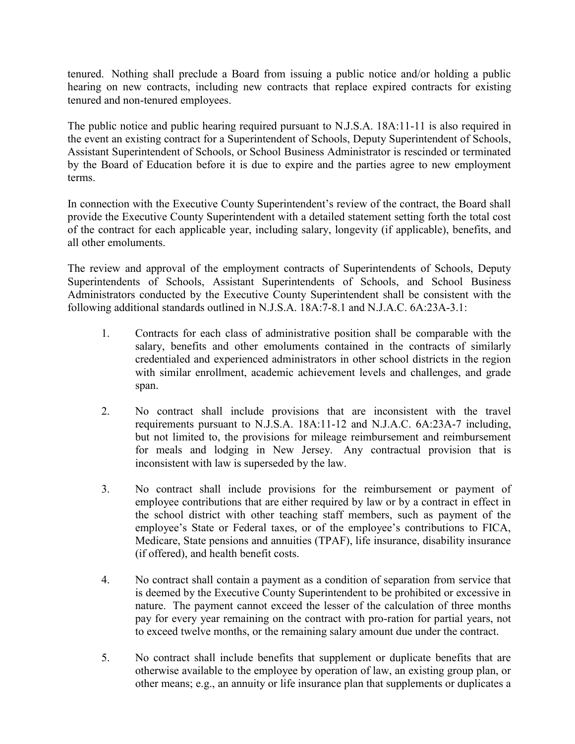tenured. Nothing shall preclude a Board from issuing a public notice and/or holding a public hearing on new contracts, including new contracts that replace expired contracts for existing tenured and non-tenured employees.

The public notice and public hearing required pursuant to N.J.S.A. 18A:11-11 is also required in the event an existing contract for a Superintendent of Schools, Deputy Superintendent of Schools, Assistant Superintendent of Schools, or School Business Administrator is rescinded or terminated by the Board of Education before it is due to expire and the parties agree to new employment terms.

In connection with the Executive County Superintendent's review of the contract, the Board shall provide the Executive County Superintendent with a detailed statement setting forth the total cost of the contract for each applicable year, including salary, longevity (if applicable), benefits, and all other emoluments.

The review and approval of the employment contracts of Superintendents of Schools, Deputy Superintendents of Schools, Assistant Superintendents of Schools, and School Business Administrators conducted by the Executive County Superintendent shall be consistent with the following additional standards outlined in N.J.S.A. 18A:7-8.1 and N.J.A.C. 6A:23A-3.1:

1. Contracts for each class of administrative position shall be comparable with the salary, benefits and other emoluments contained in the contracts of similarly credentialed and experienced administrators in other school districts in the region with similar enrollment, academic achievement levels and challenges, and grade span.

2. No contract shall include provisions that are inconsistent with the travel requirements pursuant to N.J.S.A. 18A:11-12 and N.J.A.C. 6A:23A-7 including, but not limited to, the provisions for mileage reimbursement and reimbursement for meals and lodging in New Jersey. Any contractual provision that is inconsistent with law is superseded by the law.

3. No contract shall include provisions for the reimbursement or payment of employee contributions that are either required by law or by a contract in effect in the school district with other teaching staff members, such as payment of the employee's State or Federal taxes, or of the employee's contributions to FICA, Medicare, State pensions and annuities (TPAF), life insurance, disability insurance (if offered), and health benefit costs.

4. No contract shall contain a payment as a condition of separation from service that is deemed by the Executive County Superintendent to be prohibited or excessive in nature. The payment cannot exceed the lesser of the calculation of three months pay for every year remaining on the contract with pro-ration for partial years, not to exceed twelve months, or the remaining salary amount due under the contract.

5. No contract shall include benefits that supplement or duplicate benefits that are otherwise available to the employee by operation of law, an existing group plan, or other means; e.g., an annuity or life insurance plan that supplements or duplicates a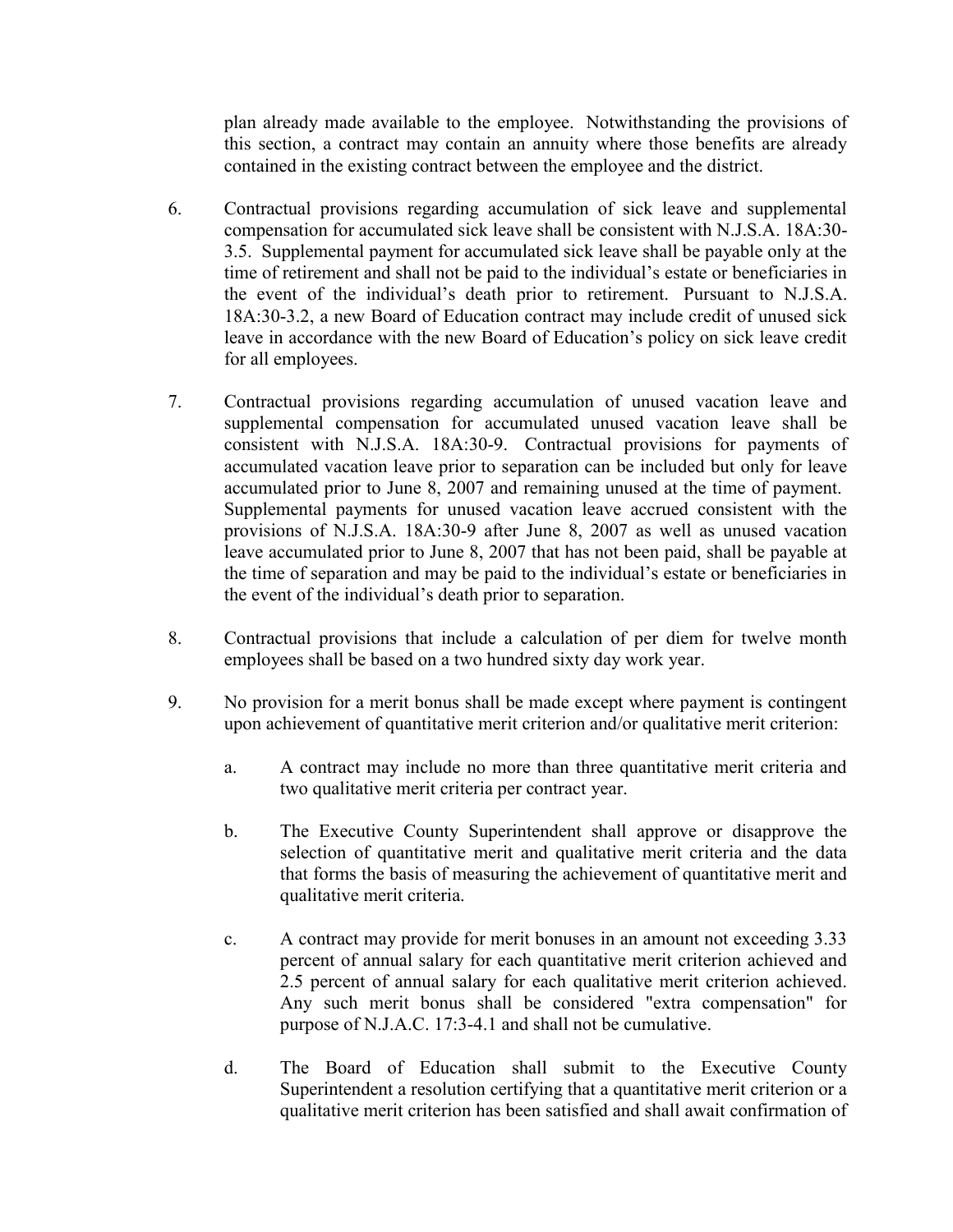plan already made available to the employee. Notwithstanding the provisions of this section, a contract may contain an annuity where those benefits are already contained in the existing contract between the employee and the district.

6. Contractual provisions regarding accumulation of sick leave and supplemental compensation for accumulated sick leave shall be consistent with N.J.S.A. 18A:30-3.5. Supplemental payment for accumulated sick leave shall be payable only at the time of retirement and shall not be paid to the individual's estate or beneficiaries in the event of the individual's death prior to retirement. Pursuant to N.J.S.A. 18A:30-3.2, a new Board of Education contract may include credit of unused sick leave in accordance with the new Board of Education's policy on sick leave credit for all employees.

7. Contractual provisions regarding accumulation of unused vacation leave and supplemental compensation for accumulated unused vacation leave shall be consistent with N.J.S.A. 18A:30-9. Contractual provisions for payments of accumulated vacation leave prior to separation can be included but only for leave accumulated prior to June 8, 2007 and remaining unused at the time of payment. Supplemental payments for unused vacation leave accrued consistent with the provisions of N.J.S.A. 18A:30-9 after June 8, 2007 as well as unused vacation leave accumulated prior to June 8, 2007 that has not been paid, shall be payable at the time of separation and may be paid to the individual's estate or beneficiaries in the event of the individual's death prior to separation.

8. Contractual provisions that include a calculation of per diem for twelve month employees shall be based on a two hundred sixty day work year.

9. No provision for a merit bonus shall be made except where payment is contingent upon achievement of quantitative merit criterion and/or qualitative merit criterion:

    a. A contract may include no more than three quantitative merit criteria and two qualitative merit criteria per contract year.

    b. The Executive County Superintendent shall approve or disapprove the selection of quantitative merit and qualitative merit criteria and the data that forms the basis of measuring the achievement of quantitative merit and qualitative merit criteria.

    c. A contract may provide for merit bonuses in an amount not exceeding 3.33 percent of annual salary for each quantitative merit criterion achieved and 2.5 percent of annual salary for each qualitative merit criterion achieved. Any such merit bonus shall be considered "extra compensation" for purpose of N.J.A.C. 17:3-4.1 and shall not be cumulative.

    d. The Board of Education shall submit to the Executive County Superintendent a resolution certifying that a quantitative merit criterion or a qualitative merit criterion has been satisfied and shall await confirmation of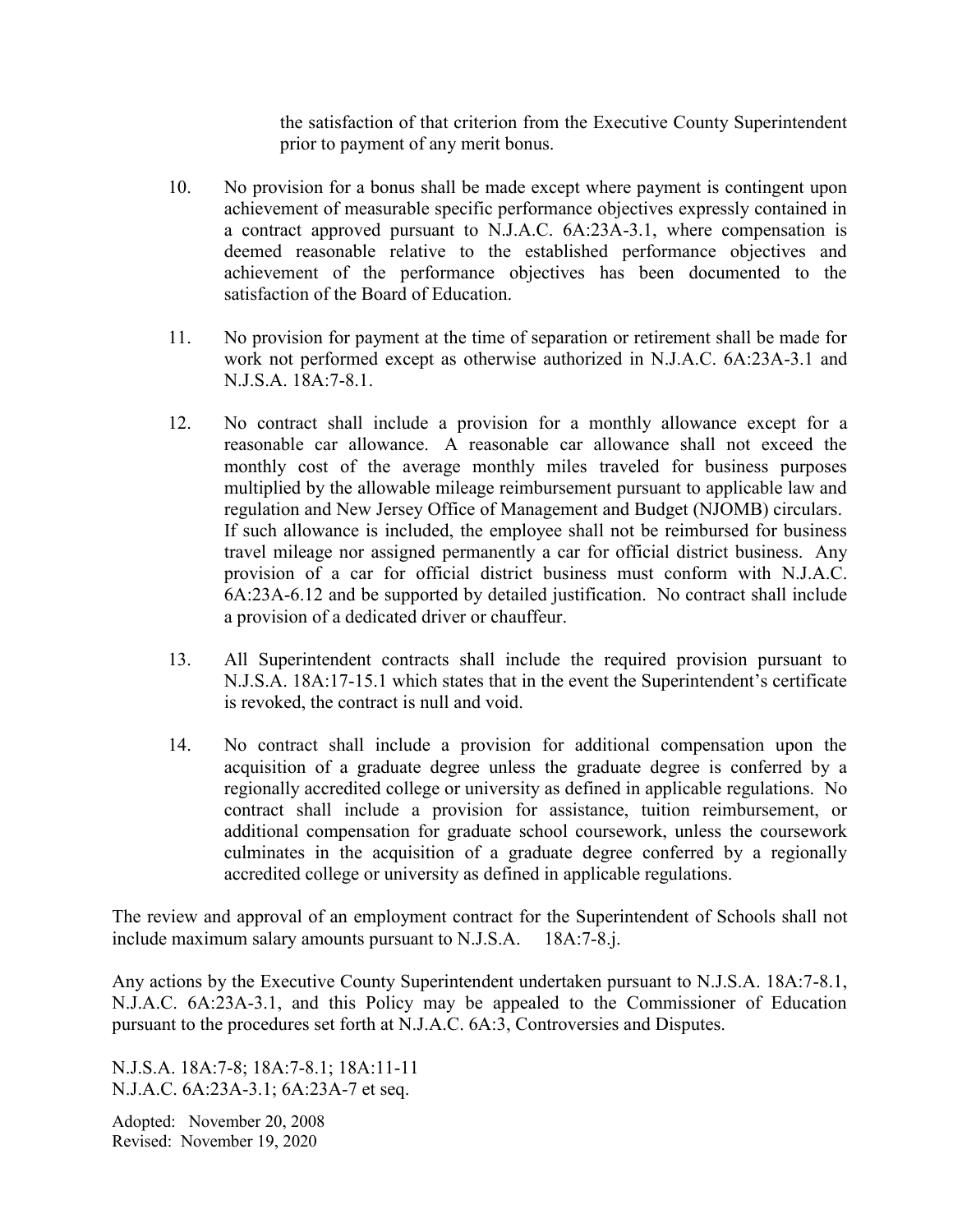the satisfaction of that criterion from the Executive County Superintendent prior to payment of any merit bonus.

10. No provision for a bonus shall be made except where payment is contingent upon achievement of measurable specific performance objectives expressly contained in a contract approved pursuant to N.J.A.C. 6A:23A-3.1, where compensation is deemed reasonable relative to the established performance objectives and achievement of the performance objectives has been documented to the satisfaction of the Board of Education.

11. No provision for payment at the time of separation or retirement shall be made for work not performed except as otherwise authorized in N.J.A.C. 6A:23A-3.1 and N.J.S.A. 18A:7-8.1.

12. No contract shall include a provision for a monthly allowance except for a reasonable car allowance. A reasonable car allowance shall not exceed the monthly cost of the average monthly miles traveled for business purposes multiplied by the allowable mileage reimbursement pursuant to applicable law and regulation and New Jersey Office of Management and Budget (NJOMB) circulars. If such allowance is included, the employee shall not be reimbursed for business travel mileage nor assigned permanently a car for official district business. Any provision of a car for official district business must conform with N.J.A.C. 6A:23A-6.12 and be supported by detailed justification. No contract shall include a provision of a dedicated driver or chauffeur.

13. All Superintendent contracts shall include the required provision pursuant to N.J.S.A. 18A:17-15.1 which states that in the event the Superintendent's certificate is revoked, the contract is null and void.

14. No contract shall include a provision for additional compensation upon the acquisition of a graduate degree unless the graduate degree is conferred by a regionally accredited college or university as defined in applicable regulations. No contract shall include a provision for assistance, tuition reimbursement, or additional compensation for graduate school coursework, unless the coursework culminates in the acquisition of a graduate degree conferred by a regionally accredited college or university as defined in applicable regulations.

The review and approval of an employment contract for the Superintendent of Schools shall not include maximum salary amounts pursuant to N.J.S.A. 18A:7-8.j.

Any actions by the Executive County Superintendent undertaken pursuant to N.J.S.A. 18A:7-8.1, N.J.A.C. 6A:23A-3.1, and this Policy may be appealed to the Commissioner of Education pursuant to the procedures set forth at N.J.A.C. 6A:3, Controversies and Disputes.

N.J.S.A. 18A:7-8; 18A:7-8.1; 18A:11-11
N.J.A.C. 6A:23A-3.1; 6A:23A-7 et seq.

Adopted: November 20, 2008
Revised: November 19, 2020